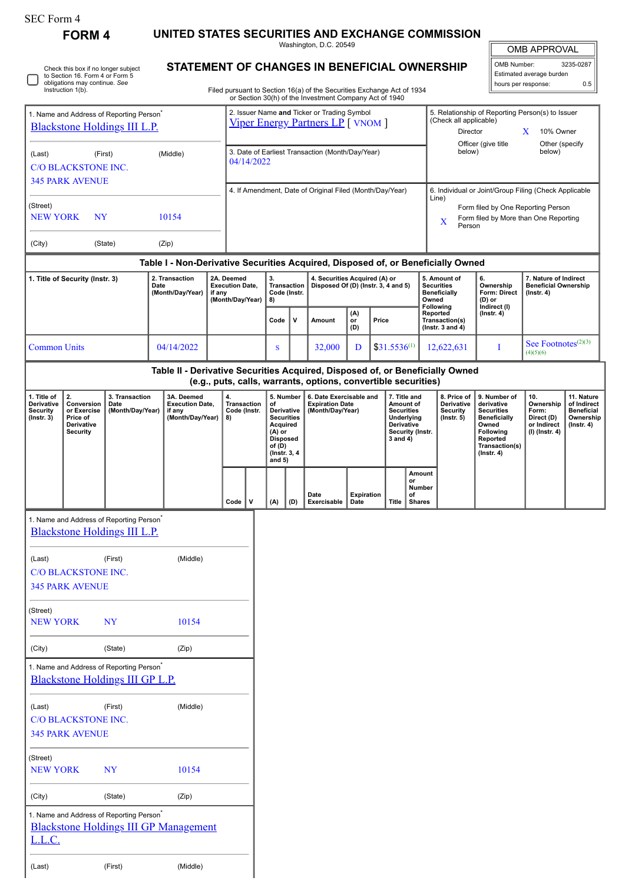SEC Form 4

# FORM 4

## UNITED STATES SECURITIES AND EXCHANGE COMMISSION

Washington, D.C. 20549

## STATEMENT OF CHANGES IN BENEFICIAL OWNERSHIP

Filed pursuant to Section 16(a) of the Securities Exchange Act of 1934 or Section 30(h) of the Investment Company Act of 1940

| OMB APPROVAL | |
|---|---|
| OMB Number: | 3235-0287 |
| Estimated average burden | |
| hours per response: | 0.5 |

☐ Check this box if no longer subject to Section 16. Form 4 or Form 5 obligations may continue. *See* Instruction 1(b).

| | | |
|---|---|---|
| 1. Name and Address of Reporting Person* Blackstone Holdings III L.P. (Last) (First) (Middle) C/O BLACKSTONE INC. 345 PARK AVENUE (Street) NEW YORK NY 10154 (City) (State) (Zip) | 2. Issuer Name **and** Ticker or Trading Symbol Viper Energy Partners LP [ VNOM ] | 5. Relationship of Reporting Person(s) to Issuer (Check all applicable) Director; X 10% Owner; Officer (give title below); Other (specify below) |
| | 3. Date of Earliest Transaction (Month/Day/Year) 04/14/2022 | |
| | 4. If Amendment, Date of Original Filed (Month/Day/Year) | 6. Individual or Joint/Group Filing (Check Applicable Line) Form filed by One Reporting Person; X Form filed by More than One Reporting Person |

### Table I - Non-Derivative Securities Acquired, Disposed of, or Beneficially Owned

| 1. Title of Security (Instr. 3) | 2. Transaction Date (Month/Day/Year) | 2A. Deemed Execution Date, if any (Month/Day/Year) | 3. Transaction Code (Instr. 8) | | 4. Securities Acquired (A) or Disposed Of (D) (Instr. 3, 4 and 5) | | | 5. Amount of Securities Beneficially Owned Following Reported Transaction(s) (Instr. 3 and 4) | 6. Ownership Form: Direct (D) or Indirect (I) (Instr. 4) | 7. Nature of Indirect Beneficial Ownership (Instr. 4) |
|---|---|---|---|---|---|---|---|---|---|---|
| | | | Code | V | Amount | (A) or (D) | Price | | | |
| Common Units | 04/14/2022 | | S | | 32,000 | D | $31.5536[1] | 12,622,631 | I | See Footnotes[2][3][4][5][6] |

### Table II - Derivative Securities Acquired, Disposed of, or Beneficially Owned (e.g., puts, calls, warrants, options, convertible securities)

| 1. Title of Derivative Security (Instr. 3) | 2. Conversion or Exercise Price of Derivative Security | 3. Transaction Date (Month/Day/Year) | 3A. Deemed Execution Date, if any (Month/Day/Year) | 4. Transaction Code (Instr. 8) | | 5. Number of Derivative Securities Acquired (A) or Disposed of (D) (Instr. 3, 4 and 5) | | 6. Date Exercisable and Expiration Date (Month/Day/Year) | | 7. Title and Amount of Securities Underlying Derivative Security (Instr. 3 and 4) | | 8. Price of Derivative Security (Instr. 5) | 9. Number of derivative Securities Beneficially Owned Following Reported Transaction(s) (Instr. 4) | 10. Ownership Form: Direct (D) or Indirect (I) (Instr. 4) | 11. Nature of Indirect Beneficial Ownership (Instr. 4) |
|---|---|---|---|---|---|---|---|---|---|---|---|---|---|---|---|
| | | | | Code | V | (A) | (D) | Date Exercisable | Expiration Date | Title | Amount or Number of Shares | | | | |

1. Name and Address of Reporting Person*
Blackstone Holdings III L.P.

(Last) (First) (Middle)
C/O BLACKSTONE INC.
345 PARK AVENUE

(Street)
NEW YORK NY 10154

(City) (State) (Zip)

1. Name and Address of Reporting Person*
Blackstone Holdings III GP L.P.

(Last) (First) (Middle)
C/O BLACKSTONE INC.
345 PARK AVENUE

(Street)
NEW YORK NY 10154

(City) (State) (Zip)

1. Name and Address of Reporting Person*
Blackstone Holdings III GP Management L.L.C.

(Last) (First) (Middle)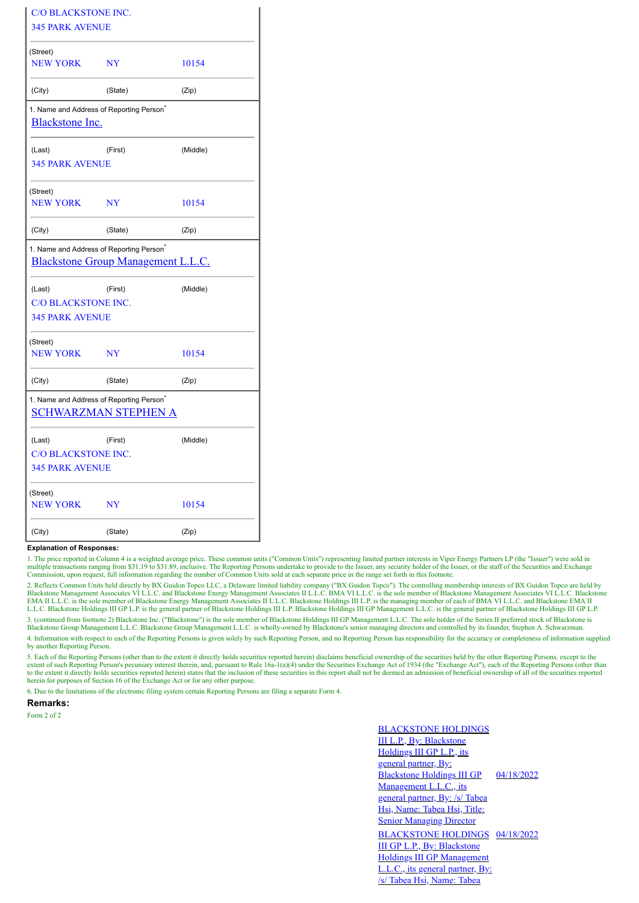C/O BLACKSTONE INC.
345 PARK AVENUE

| (Street) | | |
|---|---|---|
| NEW YORK | NY | 10154 |
| (City) | (State) | (Zip) |

1. Name and Address of Reporting Person*

Blackstone Inc.

| (Last) | (First) | (Middle) |
|---|---|---|

345 PARK AVENUE

| (Street) | | |
|---|---|---|
| NEW YORK | NY | 10154 |
| (City) | (State) | (Zip) |

1. Name and Address of Reporting Person*

Blackstone Group Management L.L.C.

| (Last) | (First) | (Middle) |
|---|---|---|

C/O BLACKSTONE INC.
345 PARK AVENUE

| (Street) | | |
|---|---|---|
| NEW YORK | NY | 10154 |
| (City) | (State) | (Zip) |

1. Name and Address of Reporting Person*

SCHWARZMAN STEPHEN A

| (Last) | (First) | (Middle) |
|---|---|---|

C/O BLACKSTONE INC.
345 PARK AVENUE

| (Street) | | |
|---|---|---|
| NEW YORK | NY | 10154 |
| (City) | (State) | (Zip) |

**Explanation of Responses:**

1. The price reported in Column 4 is a weighted average price. These common units ("Common Units") representing limited partner interests in Viper Energy Partners LP (the "Issuer") were sold in multiple transactions ranging from $31.19 to $31.89, inclusive. The Reporting Persons undertake to provide to the Issuer, any security holder of the Issuer, or the staff of the Securities and Exchange Commission, upon request, full information regarding the number of Common Units sold at each separate price in the range set forth in this footnote.

2. Reflects Common Units held directly by BX Guidon Topco LLC, a Delaware limited liability company ("BX Guidon Topco"). The controlling membership interests of BX Guidon Topco are held by Blackstone Management Associates VI L.L.C. and Blackstone Energy Management Associates II L.L.C. BMA VI L.L.C. is the sole member of Blackstone Management Associates VI L.L.C. Blackstone EMA II L.L.C. is the sole member of Blackstone Energy Management Associates II L.L.C. Blackstone Holdings III L.P. is the managing member of each of BMA VI L.L.C. and Blackstone EMA II L.L.C. Blackstone Holdings III GP L.P. is the general partner of Blackstone Holdings III L.P. Blackstone Holdings III GP Management L.L.C. is the general partner of Blackstone Holdings III GP L.P.

3. (continued from footnote 2) Blackstone Inc. ("Blackstone") is the sole member of Blackstone Holdings III GP Management L.L.C. The sole holder of the Series II preferred stock of Blackstone is Blackstone Group Management L.L.C. Blackstone Group Management L.L.C. is wholly-owned by Blackstone's senior managing directors and controlled by its founder, Stephen A. Schwarzman.

4. Information with respect to each of the Reporting Persons is given solely by such Reporting Person, and no Reporting Person has responsibility for the accuracy or completeness of information supplied by another Reporting Person.

5. Each of the Reporting Persons (other than to the extent it directly holds securities reported herein) disclaims beneficial ownership of the securities held by the other Reporting Persons, except to the extent of such Reporting Person's pecuniary interest therein, and, pursuant to Rule 16a-1(a)(4) under the Securities Exchange Act of 1934 (the "Exchange Act"), each of the Reporting Persons (other than to the extent it directly holds securities reported herein) states that the inclusion of these securities in this report shall not be deemed an admission of beneficial ownership of all of the securities reported herein for purposes of Section 16 of the Exchange Act or for any other purpose.

6. Due to the limitations of the electronic filing system certain Reporting Persons are filing a separate Form 4.

**Remarks:**

Form 2 of 2

| | |
|---|---|
| BLACKSTONE HOLDINGS III L.P., By: Blackstone Holdings III GP L.P., its general partner, By: Blackstone Holdings III GP Management L.L.C., its general partner, By: /s/ Tabea Hsi, Name: Tabea Hsi, Title: Senior Managing Director | 04/18/2022 |
| BLACKSTONE HOLDINGS III GP L.P., By: Blackstone Holdings III GP Management L.L.C., its general partner, By: /s/ Tabea Hsi, Name: Tabea | 04/18/2022 |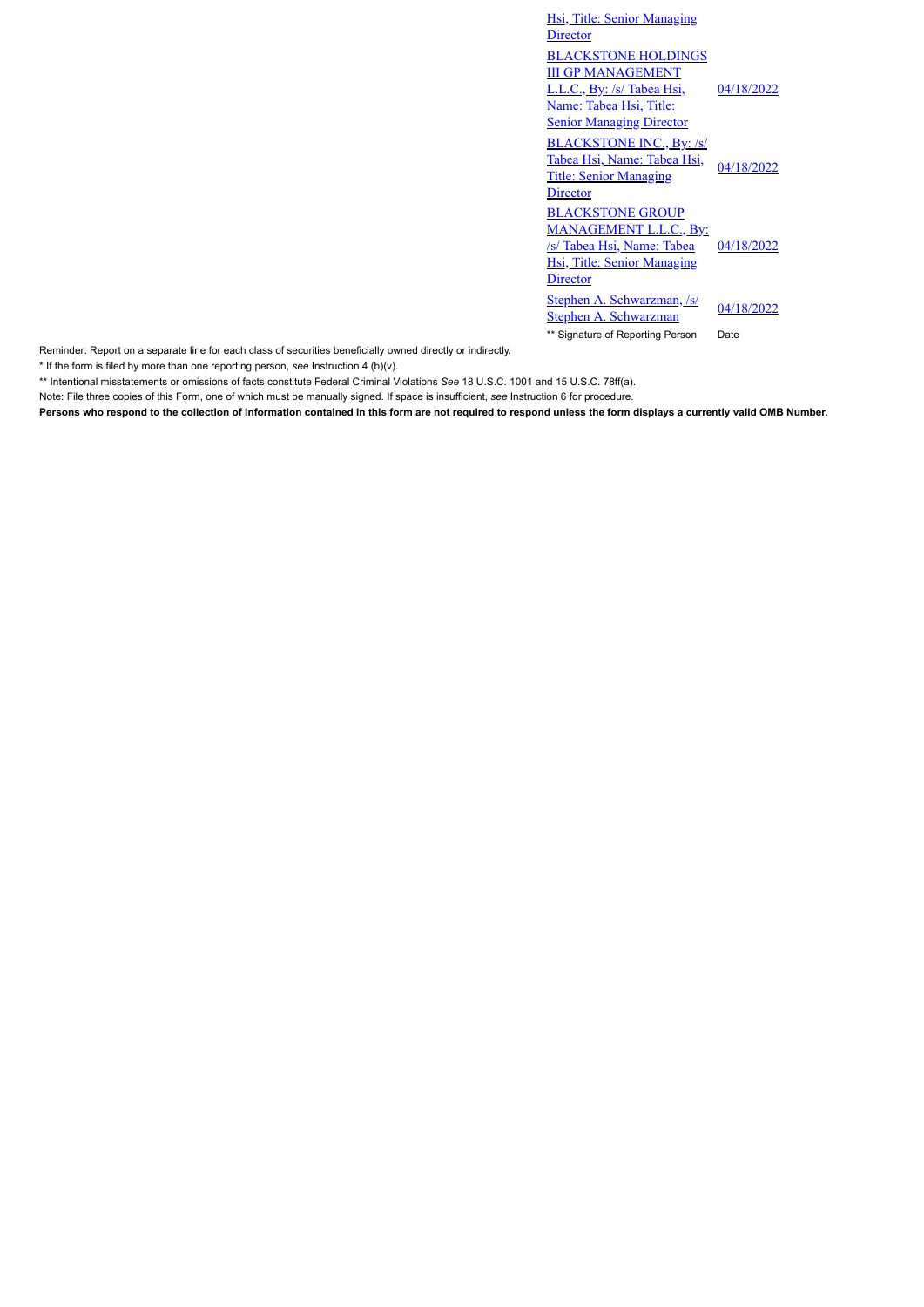| | |
|---|---|
| Hsi, Title: Senior Managing Director | |
| BLACKSTONE HOLDINGS III GP MANAGEMENT L.L.C., By: /s/ Tabea Hsi, Name: Tabea Hsi, Title: Senior Managing Director | 04/18/2022 |
| BLACKSTONE INC., By: /s/ Tabea Hsi, Name: Tabea Hsi, Title: Senior Managing Director | 04/18/2022 |
| BLACKSTONE GROUP MANAGEMENT L.L.C., By: /s/ Tabea Hsi, Name: Tabea Hsi, Title: Senior Managing Director | 04/18/2022 |
| Stephen A. Schwarzman, /s/ Stephen A. Schwarzman | 04/18/2022 |
| ** Signature of Reporting Person | Date |

Reminder: Report on a separate line for each class of securities beneficially owned directly or indirectly.

* If the form is filed by more than one reporting person, *see* Instruction 4 (b)(v).

** Intentional misstatements or omissions of facts constitute Federal Criminal Violations *See* 18 U.S.C. 1001 and 15 U.S.C. 78ff(a).

Note: File three copies of this Form, one of which must be manually signed. If space is insufficient, *see* Instruction 6 for procedure.

**Persons who respond to the collection of information contained in this form are not required to respond unless the form displays a currently valid OMB Number.**